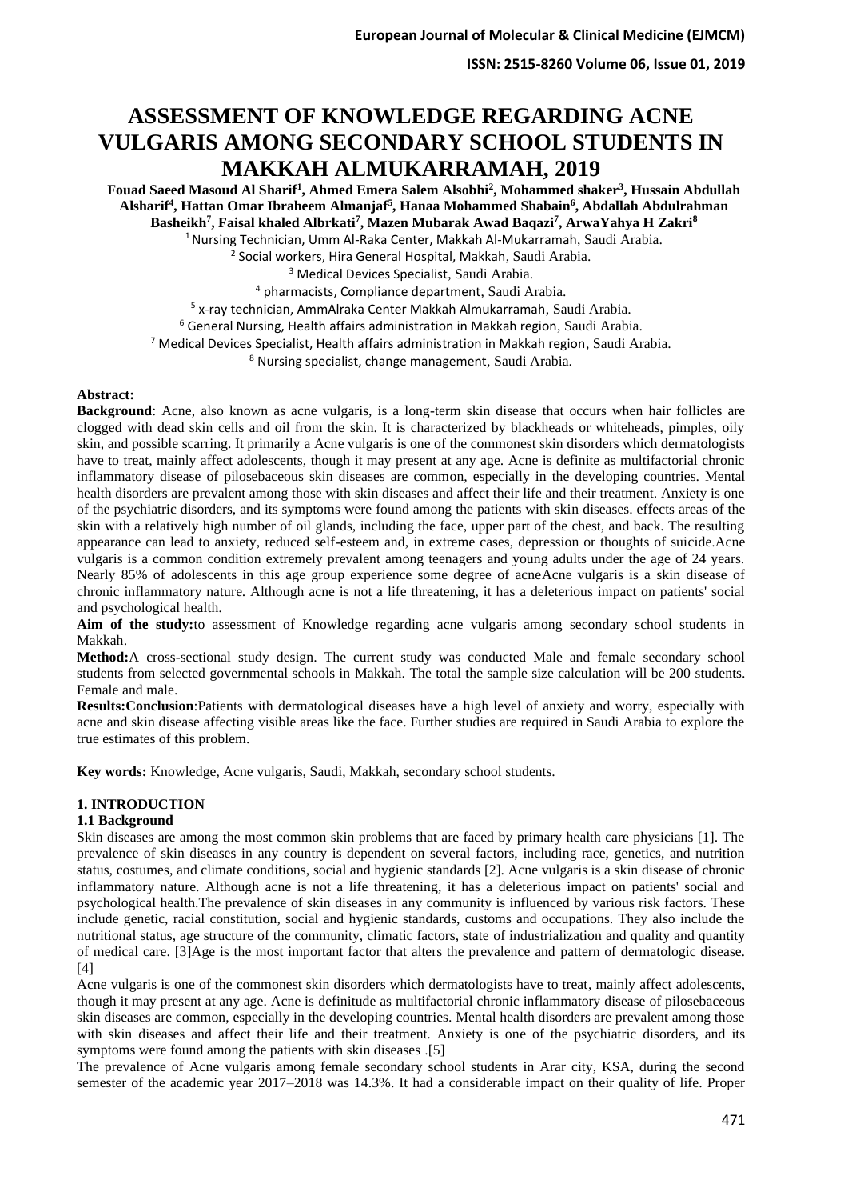# ASSESSMENT OF KNOWLEDGE REGARDING ACNE VULGARIS AMONG SECONDARY SCHOOL STUDENTS IN MAKKAH ALMUKARRAMAH, 2019

**Fouad Saeed Masoud Al Sharif[1], Ahmed Emera Salem Alsobhi[2], Mohammed shaker[3], Hussain Abdullah Alsharif[4], Hattan Omar Ibraheem Almanjaf[5], Hanaa Mohammed Shabain[6], Abdallah Abdulrahman Basheikh[7], Faisal khaled Albrkati[7], Mazen Mubarak Awad Baqazi[7], ArwaYahya H Zakri[8]**

[1] Nursing Technician, Umm Al-Raka Center, Makkah Al-Mukarramah, Saudi Arabia.
[2] Social workers, Hira General Hospital, Makkah, Saudi Arabia.
[3] Medical Devices Specialist, Saudi Arabia.
[4] pharmacists, Compliance department, Saudi Arabia.
[5] x-ray technician, AmmAlraka Center Makkah Almukarramah, Saudi Arabia.
[6] General Nursing, Health affairs administration in Makkah region, Saudi Arabia.
[7] Medical Devices Specialist, Health affairs administration in Makkah region, Saudi Arabia.
[8] Nursing specialist, change management, Saudi Arabia.

**Abstract:**

**Background**: Acne, also known as acne vulgaris, is a long-term skin disease that occurs when hair follicles are clogged with dead skin cells and oil from the skin. It is characterized by blackheads or whiteheads, pimples, oily skin, and possible scarring. It primarily a Acne vulgaris is one of the commonest skin disorders which dermatologists have to treat, mainly affect adolescents, though it may present at any age. Acne is definite as multifactorial chronic inflammatory disease of pilosebaceous skin diseases are common, especially in the developing countries. Mental health disorders are prevalent among those with skin diseases and affect their life and their treatment. Anxiety is one of the psychiatric disorders, and its symptoms were found among the patients with skin diseases. effects areas of the skin with a relatively high number of oil glands, including the face, upper part of the chest, and back. The resulting appearance can lead to anxiety, reduced self-esteem and, in extreme cases, depression or thoughts of suicide.Acne vulgaris is a common condition extremely prevalent among teenagers and young adults under the age of 24 years. Nearly 85% of adolescents in this age group experience some degree of acneAcne vulgaris is a skin disease of chronic inflammatory nature. Although acne is not a life threatening, it has a deleterious impact on patients' social and psychological health.

**Aim of the study:**to assessment of Knowledge regarding acne vulgaris among secondary school students in Makkah.

**Method:**A cross-sectional study design. The current study was conducted Male and female secondary school students from selected governmental schools in Makkah. The total the sample size calculation will be 200 students. Female and male.

**Results:Conclusion**:Patients with dermatological diseases have a high level of anxiety and worry, especially with acne and skin disease affecting visible areas like the face. Further studies are required in Saudi Arabia to explore the true estimates of this problem.

**Key words:** Knowledge, Acne vulgaris, Saudi, Makkah, secondary school students.

## 1. INTRODUCTION

### 1.1 Background

Skin diseases are among the most common skin problems that are faced by primary health care physicians [1]. The prevalence of skin diseases in any country is dependent on several factors, including race, genetics, and nutrition status, costumes, and climate conditions, social and hygienic standards [2]. Acne vulgaris is a skin disease of chronic inflammatory nature. Although acne is not a life threatening, it has a deleterious impact on patients' social and psychological health.The prevalence of skin diseases in any community is influenced by various risk factors. These include genetic, racial constitution, social and hygienic standards, customs and occupations. They also include the nutritional status, age structure of the community, climatic factors, state of industrialization and quality and quantity of medical care. [3]Age is the most important factor that alters the prevalence and pattern of dermatologic disease. [4]

Acne vulgaris is one of the commonest skin disorders which dermatologists have to treat, mainly affect adolescents, though it may present at any age. Acne is definitude as multifactorial chronic inflammatory disease of pilosebaceous skin diseases are common, especially in the developing countries. Mental health disorders are prevalent among those with skin diseases and affect their life and their treatment. Anxiety is one of the psychiatric disorders, and its symptoms were found among the patients with skin diseases .[5]

The prevalence of Acne vulgaris among female secondary school students in Arar city, KSA, during the second semester of the academic year 2017–2018 was 14.3%. It had a considerable impact on their quality of life. Proper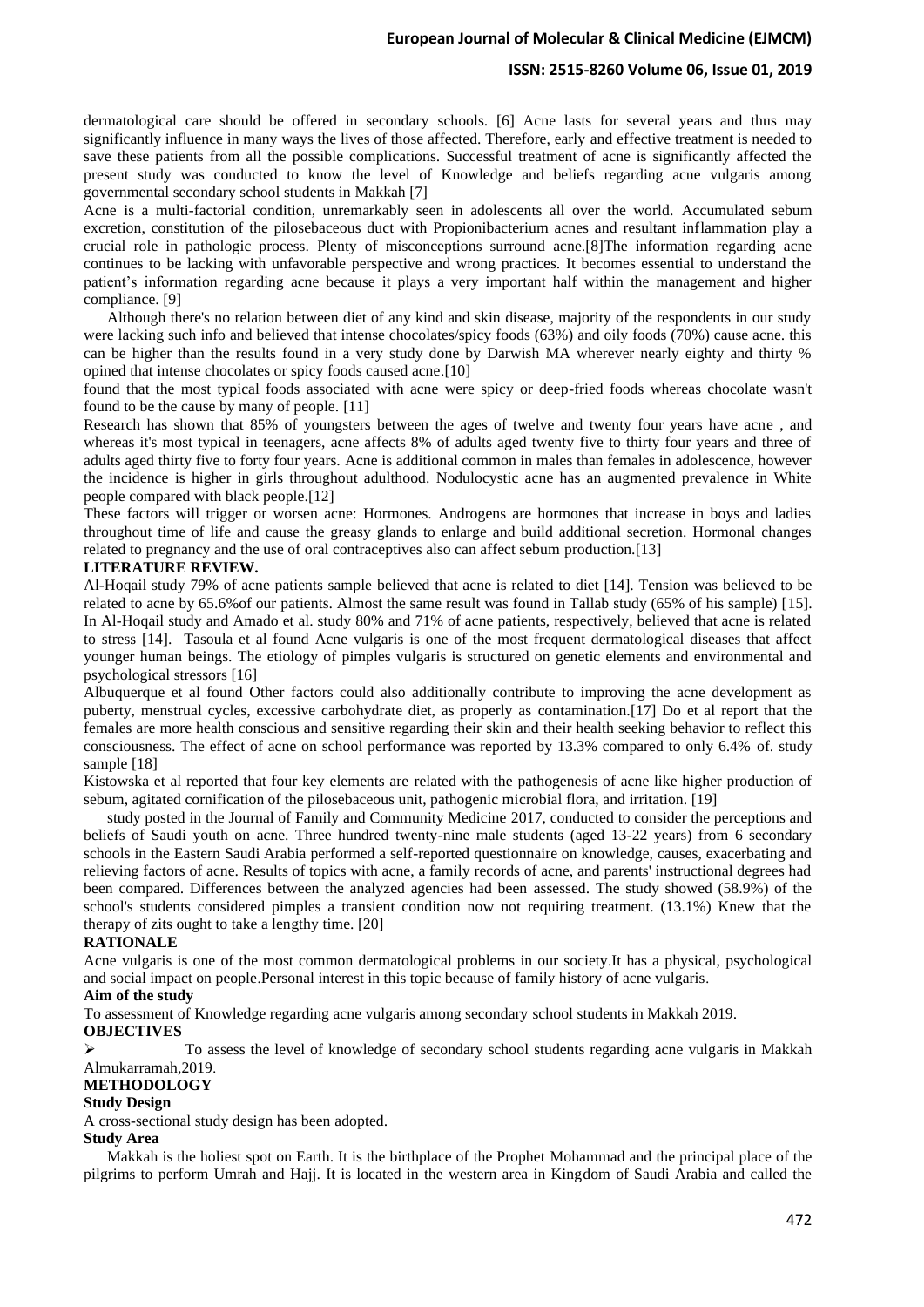dermatological care should be offered in secondary schools. [6] Acne lasts for several years and thus may significantly influence in many ways the lives of those affected. Therefore, early and effective treatment is needed to save these patients from all the possible complications. Successful treatment of acne is significantly affected the present study was conducted to know the level of Knowledge and beliefs regarding acne vulgaris among governmental secondary school students in Makkah [7]

Acne is a multi-factorial condition, unremarkably seen in adolescents all over the world. Accumulated sebum excretion, constitution of the pilosebaceous duct with Propionibacterium acnes and resultant inflammation play a crucial role in pathologic process. Plenty of misconceptions surround acne.[8]The information regarding acne continues to be lacking with unfavorable perspective and wrong practices. It becomes essential to understand the patient's information regarding acne because it plays a very important half within the management and higher compliance. [9]

Although there's no relation between diet of any kind and skin disease, majority of the respondents in our study were lacking such info and believed that intense chocolates/spicy foods (63%) and oily foods (70%) cause acne. this can be higher than the results found in a very study done by Darwish MA wherever nearly eighty and thirty % opined that intense chocolates or spicy foods caused acne.[10]

found that the most typical foods associated with acne were spicy or deep-fried foods whereas chocolate wasn't found to be the cause by many of people. [11]

Research has shown that 85% of youngsters between the ages of twelve and twenty four years have acne , and whereas it's most typical in teenagers, acne affects 8% of adults aged twenty five to thirty four years and three of adults aged thirty five to forty four years. Acne is additional common in males than females in adolescence, however the incidence is higher in girls throughout adulthood. Nodulocystic acne has an augmented prevalence in White people compared with black people.[12]

These factors will trigger or worsen acne: Hormones. Androgens are hormones that increase in boys and ladies throughout time of life and cause the greasy glands to enlarge and build additional secretion. Hormonal changes related to pregnancy and the use of oral contraceptives also can affect sebum production.[13]

## LITERATURE REVIEW.

Al-Hoqail study 79% of acne patients sample believed that acne is related to diet [14]. Tension was believed to be related to acne by 65.6%of our patients. Almost the same result was found in Tallab study (65% of his sample) [15]. In Al-Hoqail study and Amado et al. study 80% and 71% of acne patients, respectively, believed that acne is related to stress [14]. Tasoula et al found Acne vulgaris is one of the most frequent dermatological diseases that affect younger human beings. The etiology of pimples vulgaris is structured on genetic elements and environmental and psychological stressors [16]

Albuquerque et al found Other factors could also additionally contribute to improving the acne development as puberty, menstrual cycles, excessive carbohydrate diet, as properly as contamination.[17] Do et al report that the females are more health conscious and sensitive regarding their skin and their health seeking behavior to reflect this consciousness. The effect of acne on school performance was reported by 13.3% compared to only 6.4% of. study sample [18]

Kistowska et al reported that four key elements are related with the pathogenesis of acne like higher production of sebum, agitated cornification of the pilosebaceous unit, pathogenic microbial flora, and irritation. [19]

study posted in the Journal of Family and Community Medicine 2017, conducted to consider the perceptions and beliefs of Saudi youth on acne. Three hundred twenty-nine male students (aged 13-22 years) from 6 secondary schools in the Eastern Saudi Arabia performed a self-reported questionnaire on knowledge, causes, exacerbating and relieving factors of acne. Results of topics with acne, a family records of acne, and parents' instructional degrees had been compared. Differences between the analyzed agencies had been assessed. The study showed (58.9%) of the school's students considered pimples a transient condition now not requiring treatment. (13.1%) Knew that the therapy of zits ought to take a lengthy time. [20]

## RATIONALE

Acne vulgaris is one of the most common dermatological problems in our society.It has a physical, psychological and social impact on people.Personal interest in this topic because of family history of acne vulgaris.

### Aim of the study

To assessment of Knowledge regarding acne vulgaris among secondary school students in Makkah 2019.

## OBJECTIVES

- To assess the level of knowledge of secondary school students regarding acne vulgaris in Makkah Almukarramah,2019.

## METHODOLOGY

### Study Design

A cross-sectional study design has been adopted.

### Study Area

Makkah is the holiest spot on Earth. It is the birthplace of the Prophet Mohammad and the principal place of the pilgrims to perform Umrah and Hajj. It is located in the western area in Kingdom of Saudi Arabia and called the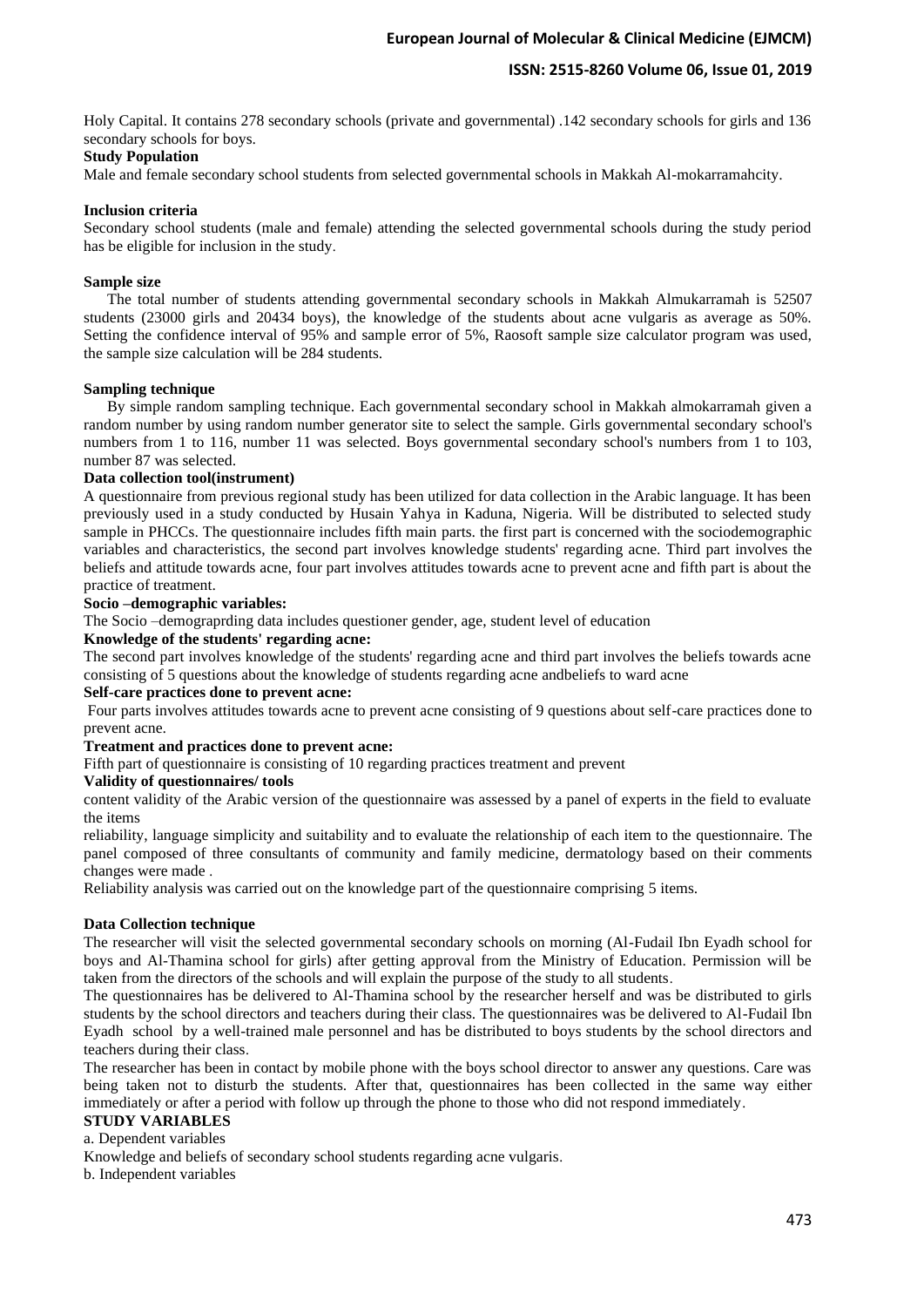Holy Capital. It contains 278 secondary schools (private and governmental) .142 secondary schools for girls and 136 secondary schools for boys.

**Study Population**

Male and female secondary school students from selected governmental schools in Makkah Al-mokarramahcity.

**Inclusion criteria**

Secondary school students (male and female) attending the selected governmental schools during the study period has be eligible for inclusion in the study.

**Sample size**

The total number of students attending governmental secondary schools in Makkah Almukarramah is 52507 students (23000 girls and 20434 boys), the knowledge of the students about acne vulgaris as average as 50%. Setting the confidence interval of 95% and sample error of 5%, Raosoft sample size calculator program was used, the sample size calculation will be 284 students.

**Sampling technique**

By simple random sampling technique. Each governmental secondary school in Makkah almokarramah given a random number by using random number generator site to select the sample. Girls governmental secondary school's numbers from 1 to 116, number 11 was selected. Boys governmental secondary school's numbers from 1 to 103, number 87 was selected.

**Data collection tool(instrument)**

A questionnaire from previous regional study has been utilized for data collection in the Arabic language. It has been previously used in a study conducted by Husain Yahya in Kaduna, Nigeria. Will be distributed to selected study sample in PHCCs. The questionnaire includes fifth main parts. the first part is concerned with the sociodemographic variables and characteristics, the second part involves knowledge students' regarding acne. Third part involves the beliefs and attitude towards acne, four part involves attitudes towards acne to prevent acne and fifth part is about the practice of treatment.

**Socio –demographic variables:**

The Socio –demograprding data includes questioner gender, age, student level of education

**Knowledge of the students' regarding acne:**

The second part involves knowledge of the students' regarding acne and third part involves the beliefs towards acne consisting of 5 questions about the knowledge of students regarding acne andbeliefs to ward acne

**Self-care practices done to prevent acne:**

Four parts involves attitudes towards acne to prevent acne consisting of 9 questions about self-care practices done to prevent acne.

**Treatment and practices done to prevent acne:**

Fifth part of questionnaire is consisting of 10 regarding practices treatment and prevent

**Validity of questionnaires/ tools**

content validity of the Arabic version of the questionnaire was assessed by a panel of experts in the field to evaluate the items

reliability, language simplicity and suitability and to evaluate the relationship of each item to the questionnaire. The panel composed of three consultants of community and family medicine, dermatology based on their comments changes were made .

Reliability analysis was carried out on the knowledge part of the questionnaire comprising 5 items.

**Data Collection technique**

The researcher will visit the selected governmental secondary schools on morning (Al-Fudail Ibn Eyadh school for boys and Al-Thamina school for girls) after getting approval from the Ministry of Education. Permission will be taken from the directors of the schools and will explain the purpose of the study to all students.

The questionnaires has be delivered to Al-Thamina school by the researcher herself and was be distributed to girls students by the school directors and teachers during their class. The questionnaires was be delivered to Al-Fudail Ibn Eyadh school by a well-trained male personnel and has be distributed to boys students by the school directors and teachers during their class.

The researcher has been in contact by mobile phone with the boys school director to answer any questions. Care was being taken not to disturb the students. After that, questionnaires has been collected in the same way either immediately or after a period with follow up through the phone to those who did not respond immediately.

**STUDY VARIABLES**

a. Dependent variables

Knowledge and beliefs of secondary school students regarding acne vulgaris.

b. Independent variables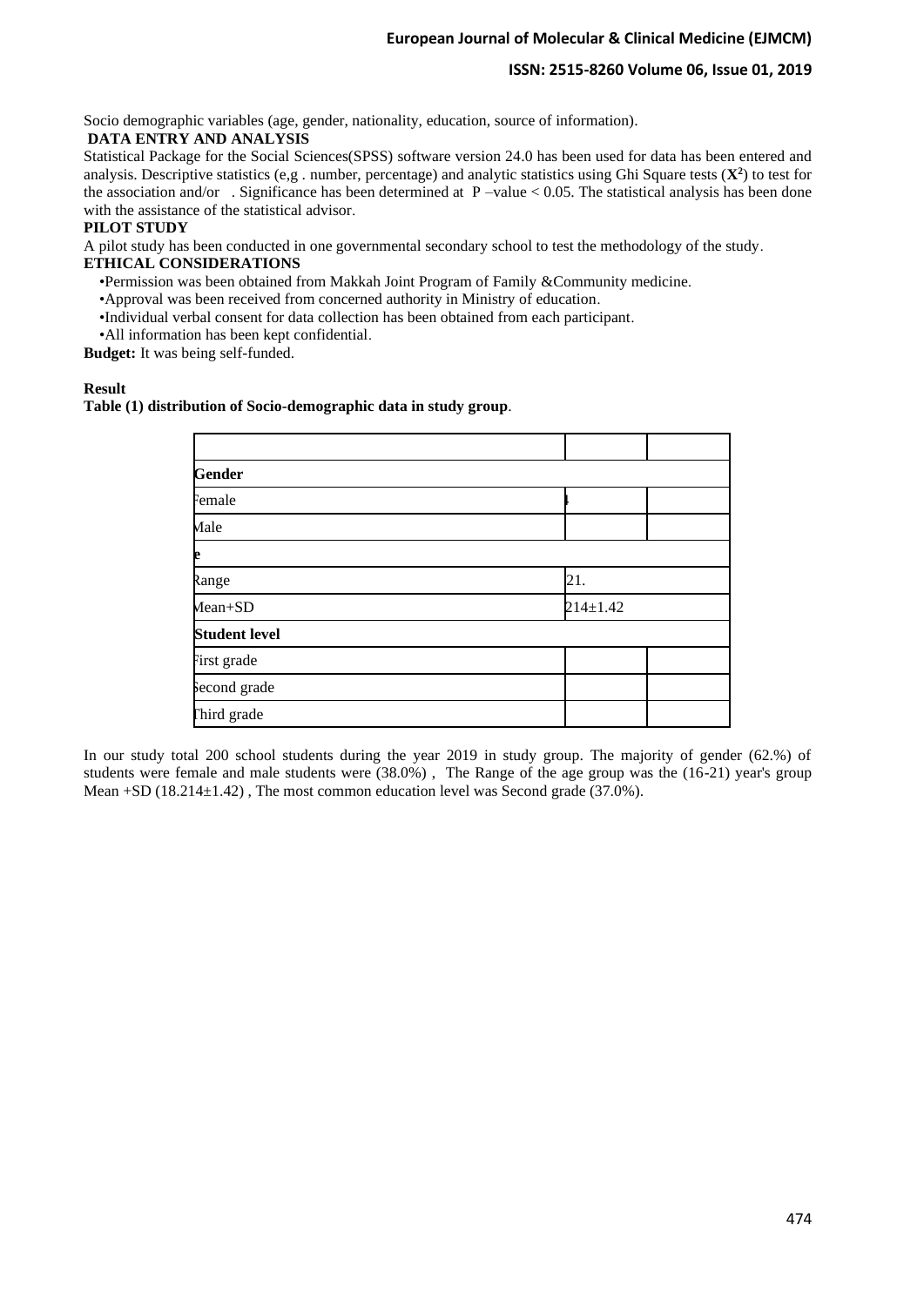Socio demographic variables (age, gender, nationality, education, source of information).

**DATA ENTRY AND ANALYSIS**

Statistical Package for the Social Sciences(SPSS) software version 24.0 has been used for data has been entered and analysis. Descriptive statistics (e,g . number, percentage) and analytic statistics using Ghi Square tests ($X^2$) to test for the association and/or . Significance has been determined at P –value < 0.05. The statistical analysis has been done with the assistance of the statistical advisor.

**PILOT STUDY**

A pilot study has been conducted in one governmental secondary school to test the methodology of the study.

**ETHICAL CONSIDERATIONS**

- •Permission was been obtained from Makkah Joint Program of Family &Community medicine.
- •Approval was been received from concerned authority in Ministry of education.
- •Individual verbal consent for data collection has been obtained from each participant.
- •All information has been kept confidential.

**Budget:** It was being self-funded.

**Result**

**Table (1) distribution of Socio-demographic data in study group**.

| | | |
|---|---|---|
| **Gender** | | |
| Female | | |
| Male | | |
| **e** | | |
| Range | 21. | |
| Mean+SD | 214±1.42 | |
| **Student level** | | |
| First grade | | |
| Second grade | | |
| Third grade | | |

In our study total 200 school students during the year 2019 in study group. The majority of gender (62.%) of students were female and male students were (38.0%) , The Range of the age group was the (16-21) year's group Mean +SD (18.214±1.42) , The most common education level was Second grade (37.0%).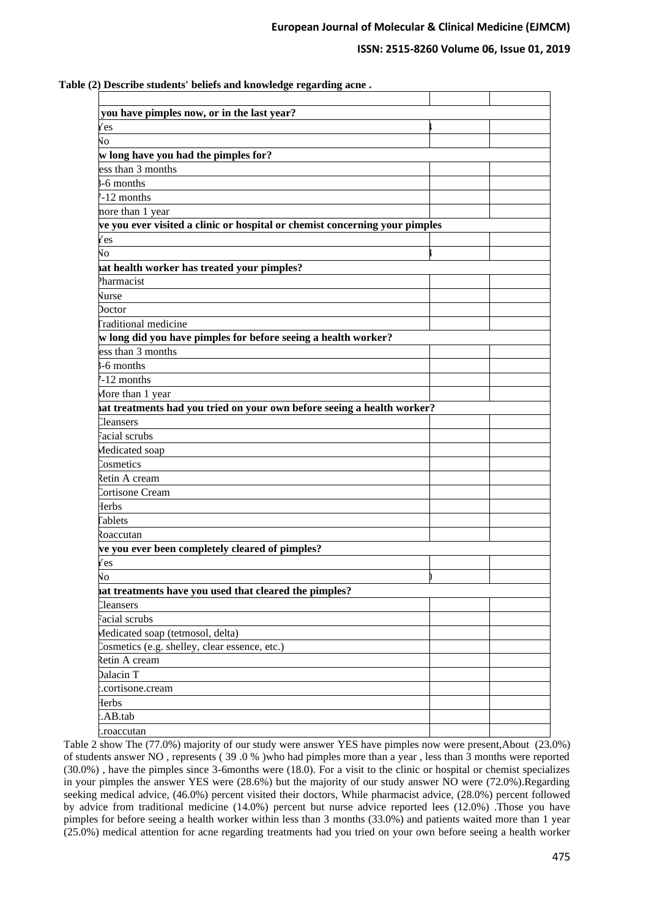**Table (2) Describe students' beliefs and knowledge regarding acne .**

| | | |
|---|---|---|
| you have pimples now, or in the last year? | | |
| Yes | 4 | |
| No | | |
| w long have you had the pimples for? | | |
| ess than 3 months | | |
| 3-6 months | | |
| 7-12 months | | |
| more than 1 year | | |
| ve you ever visited a clinic or hospital or chemist concerning your pimples | | |
| Yes | | |
| No | 4 | |
| hat health worker has treated your pimples? | | |
| Pharmacist | | |
| Nurse | | |
| Doctor | | |
| Traditional medicine | | |
| w long did you have pimples for before seeing a health worker? | | |
| ess than 3 months | | |
| 3-6 months | | |
| 7-12 months | | |
| More than 1 year | | |
| hat treatments had you tried on your own before seeing a health worker? | | |
| Cleansers | | |
| Facial scrubs | | |
| Medicated soap | | |
| Cosmetics | | |
| Retin A cream | | |
| Cortisone Cream | | |
| Herbs | | |
| Tablets | | |
| Roaccutan | | |
| ve you ever been completely cleared of pimples? | | |
| Yes | | |
| No | ) | |
| hat treatments have you used that cleared the pimples? | | |
| Cleansers | | |
| Facial scrubs | | |
| Medicated soap (tetmosol, delta) | | |
| Cosmetics (e.g. shelley, clear essence, etc.) | | |
| Retin A cream | | |
| Dalacin T | | |
| :.cortisone.cream | | |
| Herbs | | |
| :.AB.tab | | |
| :.roaccutan | | |

Table 2 show The (77.0%) majority of our study were answer YES have pimples now were present,About (23.0%) of students answer NO , represents ( 39 .0 % )who had pimples more than a year , less than 3 months were reported (30.0%) , have the pimples since 3-6months were (18.0). For a visit to the clinic or hospital or chemist specializes in your pimples the answer YES were (28.6%) but the majority of our study answer NO were (72.0%).Regarding seeking medical advice, (46.0%) percent visited their doctors, While pharmacist advice, (28.0%) percent followed by advice from traditional medicine (14.0%) percent but nurse advice reported lees (12.0%) .Those you have pimples for before seeing a health worker within less than 3 months (33.0%) and patients waited more than 1 year (25.0%) medical attention for acne regarding treatments had you tried on your own before seeing a health worker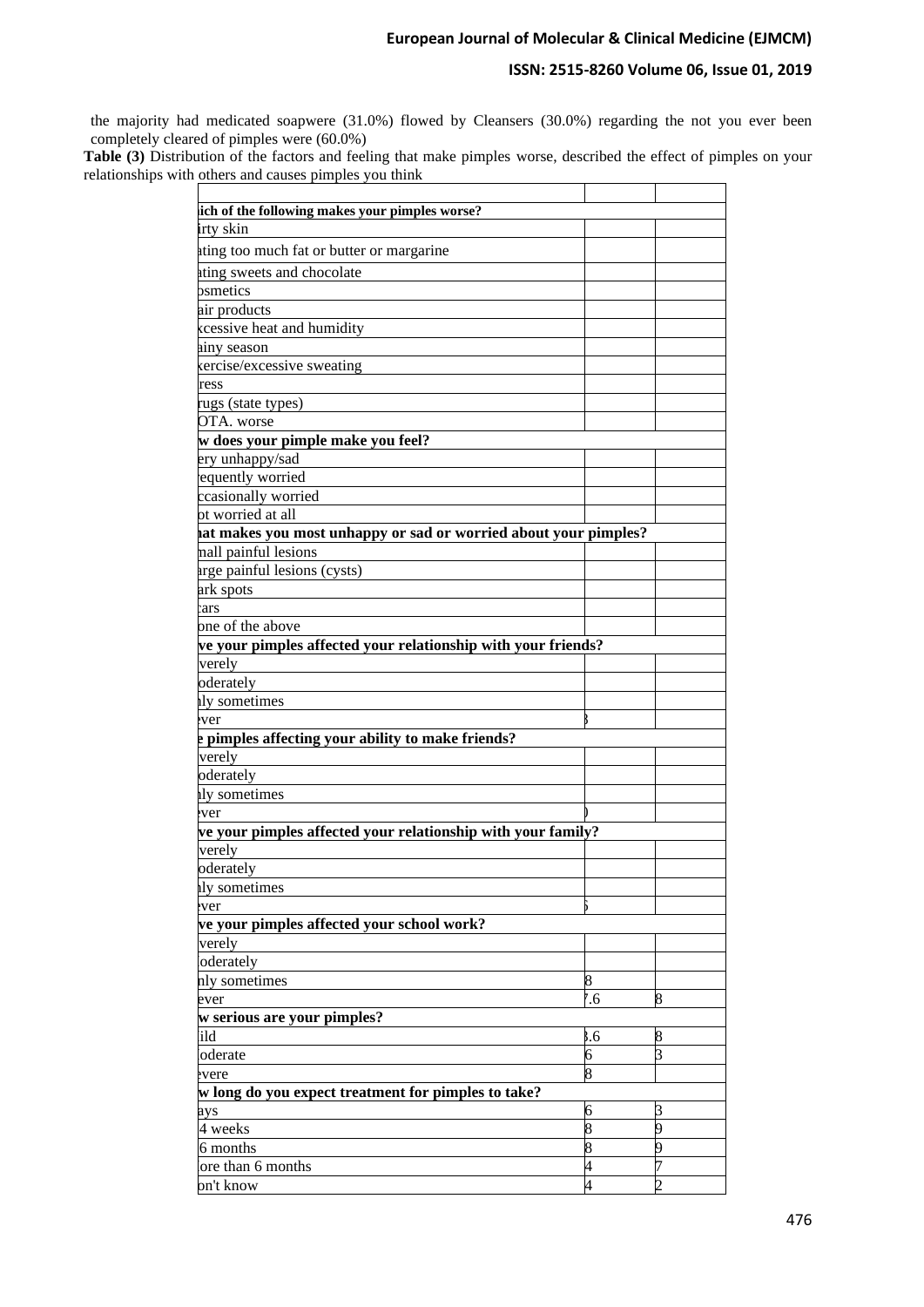the majority had medicated soapwere (31.0%) flowed by Cleansers (30.0%) regarding the not you ever been completely cleared of pimples were (60.0%)

**Table (3)** Distribution of the factors and feeling that make pimples worse, described the effect of pimples on your relationships with others and causes pimples you think

| | | |
|---|---|---|
| **ich of the following makes your pimples worse?** | | |
| irty skin | | |
| ating too much fat or butter or margarine | | |
| ating sweets and chocolate | | |
| osmetics | | |
| air products | | |
| xcessive heat and humidity | | |
| ainy season | | |
| xercise/excessive sweating | | |
| ress | | |
| rugs (state types) | | |
| OTA. worse | | |
| **w does your pimple make you feel?** | | |
| ery unhappy/sad | | |
| equently worried | | |
| ccasionally worried | | |
| ot worried at all | | |
| **hat makes you most unhappy or sad or worried about your pimples?** | | |
| nall painful lesions | | |
| arge painful lesions (cysts) | | |
| ark spots | | |
| cars | | |
| one of the above | | |
| **ve your pimples affected your relationship with your friends?** | | |
| verely | | |
| oderately | | |
| nly sometimes | | |
| ever | 3 | |
| **e pimples affecting your ability to make friends?** | | |
| verely | | |
| oderately | | |
| nly sometimes | | |
| ever | ) | |
| **ve your pimples affected your relationship with your family?** | | |
| verely | | |
| oderately | | |
| nly sometimes | | |
| ever | 5 | |
| **ve your pimples affected your school work?** | | |
| verely | | |
| oderately | | |
| nly sometimes | 8 | |
| ever | 7.6 | 8 |
| **w serious are your pimples?** | | |
| ild | 3.6 | 8 |
| oderate | 6 | 3 |
| evere | 8 | |
| **w long do you expect treatment for pimples to take?** | | |
| ays | 6 | 3 |
| 4 weeks | 8 | 9 |
| 6 months | 8 | 9 |
| ore than 6 months | 4 | 7 |
| on't know | 4 | 2 |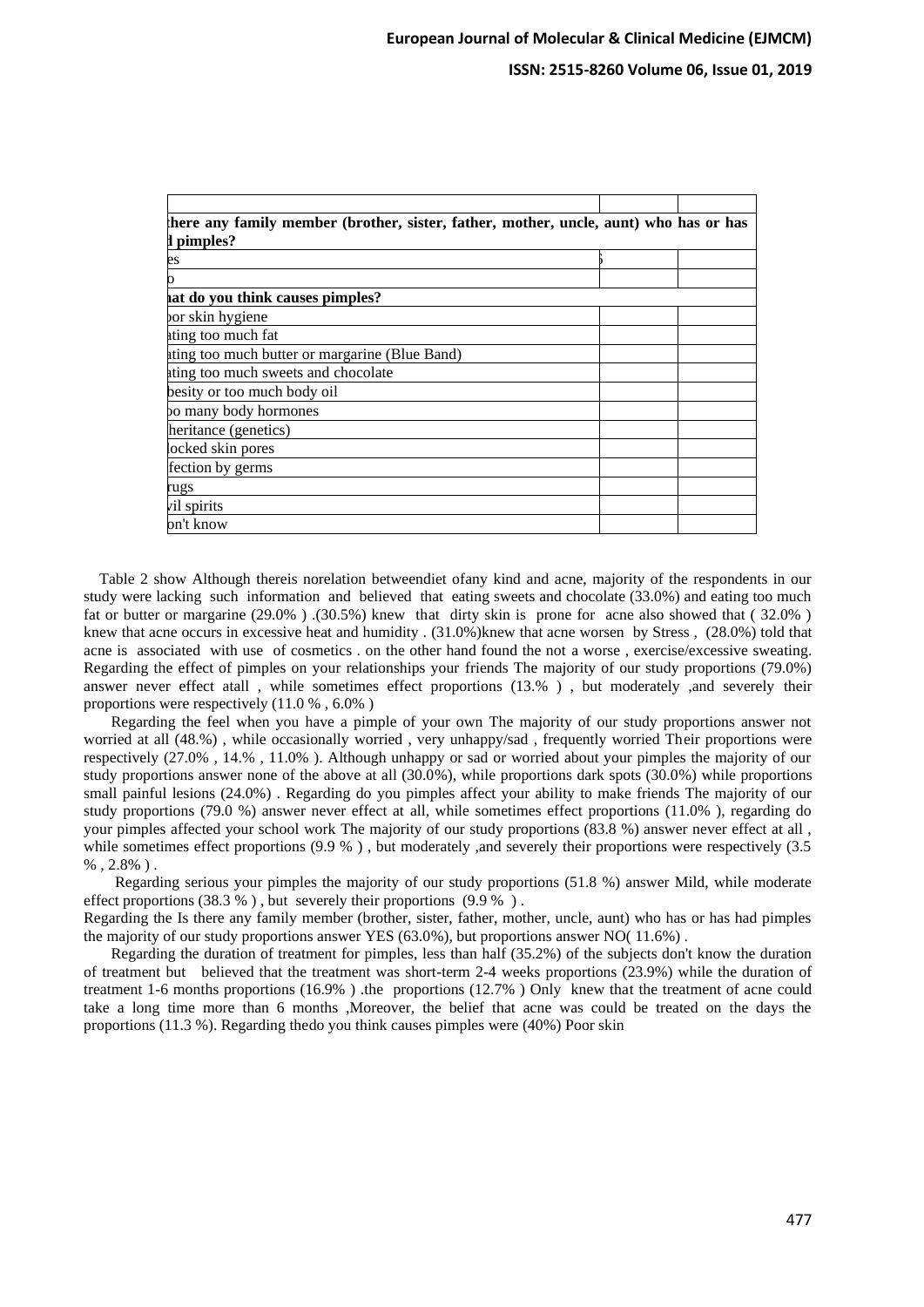| | | |
|---|---|---|
| **there any family member (brother, sister, father, mother, uncle, aunt) who has or has d pimples?** | | |
| es | 5 | |
| o | | |
| **hat do you think causes pimples?** | | |
| oor skin hygiene | | |
| ating too much fat | | |
| ating too much butter or margarine (Blue Band) | | |
| ating too much sweets and chocolate | | |
| besity or too much body oil | | |
| oo many body hormones | | |
| heritance (genetics) | | |
| locked skin pores | | |
| fection by germs | | |
| rugs | | |
| vil spirits | | |
| on't know | | |

Table 2 show Although thereis norelation betweendiet ofany kind and acne, majority of the respondents in our study were lacking such information and believed that eating sweets and chocolate (33.0%) and eating too much fat or butter or margarine (29.0% ) .(30.5%) knew that dirty skin is prone for acne also showed that ( 32.0% ) knew that acne occurs in excessive heat and humidity . (31.0%)knew that acne worsen by Stress , (28.0%) told that acne is associated with use of cosmetics . on the other hand found the not a worse , exercise/excessive sweating. Regarding the effect of pimples on your relationships your friends The majority of our study proportions (79.0%) answer never effect atall , while sometimes effect proportions (13.% ) , but moderately ,and severely their proportions were respectively (11.0 % , 6.0% )

Regarding the feel when you have a pimple of your own The majority of our study proportions answer not worried at all (48.%) , while occasionally worried , very unhappy/sad , frequently worried Their proportions were respectively (27.0% , 14.% , 11.0% ). Although unhappy or sad or worried about your pimples the majority of our study proportions answer none of the above at all (30.0%), while proportions dark spots (30.0%) while proportions small painful lesions (24.0%) . Regarding do you pimples affect your ability to make friends The majority of our study proportions (79.0 %) answer never effect at all, while sometimes effect proportions (11.0% ), regarding do your pimples affected your school work The majority of our study proportions (83.8 %) answer never effect at all , while sometimes effect proportions (9.9 % ) , but moderately ,and severely their proportions were respectively (3.5 % , 2.8% ) .

Regarding serious your pimples the majority of our study proportions (51.8 %) answer Mild, while moderate effect proportions (38.3 % ) , but severely their proportions (9.9 % ) .

Regarding the Is there any family member (brother, sister, father, mother, uncle, aunt) who has or has had pimples the majority of our study proportions answer YES (63.0%), but proportions answer NO( 11.6%) .

Regarding the duration of treatment for pimples, less than half (35.2%) of the subjects don't know the duration of treatment but believed that the treatment was short-term 2-4 weeks proportions (23.9%) while the duration of treatment 1-6 months proportions (16.9% ) .the proportions (12.7% ) Only knew that the treatment of acne could take a long time more than 6 months ,Moreover, the belief that acne was could be treated on the days the proportions (11.3 %). Regarding thedo you think causes pimples were (40%) Poor skin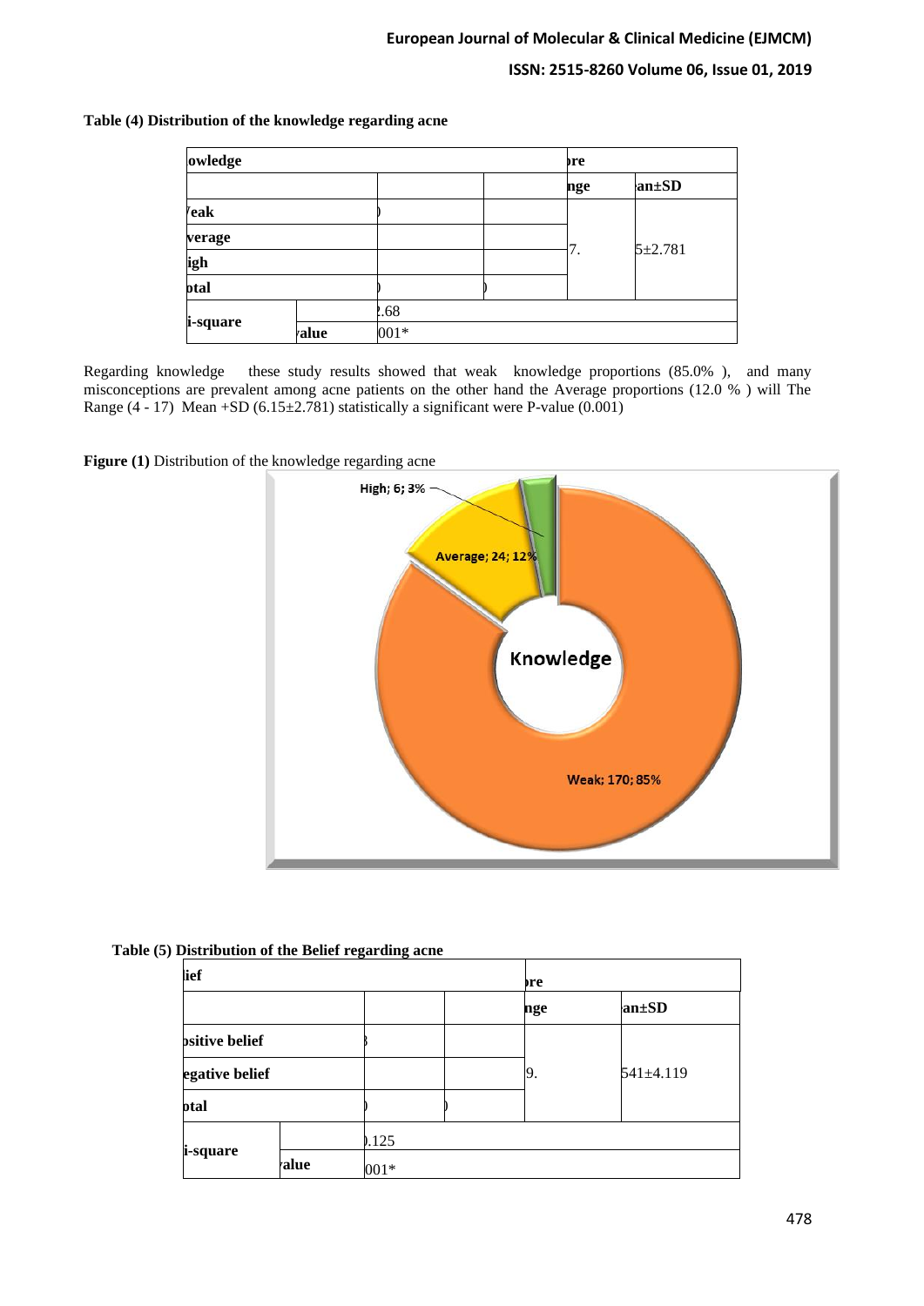**Table (4) Distribution of the knowledge regarding acne**

| owledge | | | | ore | |
|---|---|---|---|---|---|
| | | | | nge | an±SD |
| Veak | | ) | | 7. | 5±2.781 |
| verage | | | | | |
| igh | | | | | |
| otal | | ) | ) | | |
| i-square | | 2.68 | | | |
| | value | 001* | | | |

Regarding knowledge these study results showed that weak knowledge proportions (85.0% ), and many misconceptions are prevalent among acne patients on the other hand the Average proportions (12.0 % ) will The Range (4 - 17) Mean +SD (6.15±2.781) statistically a significant were P-value (0.001)

**Figure (1)** Distribution of the knowledge regarding acne

High; 6; 3%

Average; 24; 12%

Knowledge

Weak; 170; 85%

**Table (5) Distribution of the Belief regarding acne**

| lief | | | | ore | |
|---|---|---|---|---|---|
| | | | | nge | an±SD |
| ositive belief | | 3 | | 9. | 541±4.119 |
| egative belief | | | | | |
| otal | | ) | ) | | |
| i-square | | 0.125 | | | |
| | value | 001* | | | |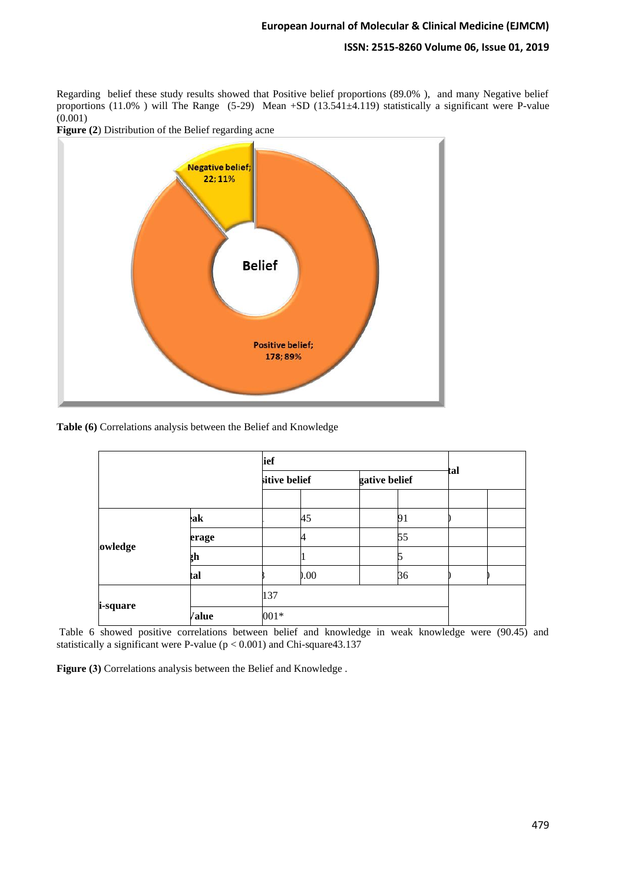Regarding belief these study results showed that Positive belief proportions (89.0% ), and many Negative belief proportions (11.0% ) will The Range (5-29) Mean +SD (13.541±4.119) statistically a significant were P-value (0.001)

**Figure (2**) Distribution of the Belief regarding acne

Negative belief; 22; 11%

Belief

Positive belief; 178; 89%

**Table (6)** Correlations analysis between the Belief and Knowledge

| | | ief | | | | tal | |
|---|---|---|---|---|---|---|---|
| | | sitive belief | | gative belief | | | |
| | | | | | | | |
| owledge | ak | . | 45 | | 91 | ) | |
| | erage | | 4 | | 55 | | |
| | gh | | 1 | | 5 | | |
| | tal | 3 | ).00 | | 36 | ) | ) |
| i-square | | 137 | | | | | |
| | /alue | 001* | | | | | |

Table 6 showed positive correlations between belief and knowledge in weak knowledge were (90.45) and statistically a significant were P-value ($p < 0.001$) and Chi-square43.137

**Figure (3)** Correlations analysis between the Belief and Knowledge .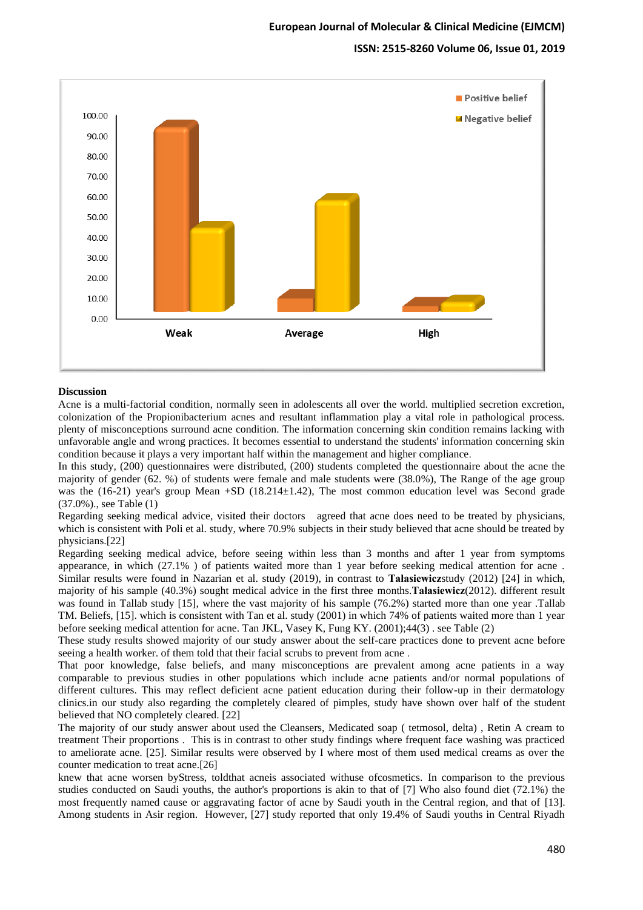Positive belief
Negative belief

100.00
90.00
80.00
70.00
60.00
50.00
40.00
30.00
20.00
10.00
0.00

Weak
Average
High

**Discussion**

Acne is a multi-factorial condition, normally seen in adolescents all over the world. multiplied secretion excretion, colonization of the Propionibacterium acnes and resultant inflammation play a vital role in pathological process. plenty of misconceptions surround acne condition. The information concerning skin condition remains lacking with unfavorable angle and wrong practices. It becomes essential to understand the students' information concerning skin condition because it plays a very important half within the management and higher compliance.

In this study, (200) questionnaires were distributed, (200) students completed the questionnaire about the acne the majority of gender (62. %) of students were female and male students were (38.0%), The Range of the age group was the (16-21) year's group Mean +SD (18.214±1.42), The most common education level was Second grade (37.0%)., see Table (1)

Regarding seeking medical advice, visited their doctors agreed that acne does need to be treated by physicians, which is consistent with Poli et al. study, where 70.9% subjects in their study believed that acne should be treated by physicians.[22]

Regarding seeking medical advice, before seeing within less than 3 months and after 1 year from symptoms appearance, in which (27.1% ) of patients waited more than 1 year before seeking medical attention for acne . Similar results were found in Nazarian et al. study (2019), in contrast to **Tałasiewicz**study (2012) [24] in which, majority of his sample (40.3%) sought medical advice in the first three months.**Tałasiewicz**(2012). different result was found in Tallab study [15], where the vast majority of his sample (76.2%) started more than one year .Tallab TM. Beliefs, [15]. which is consistent with Tan et al. study (2001) in which 74% of patients waited more than 1 year before seeking medical attention for acne. Tan JKL, Vasey K, Fung KY. (2001);44(3) . see Table (2)

These study results showed majority of our study answer about the self-care practices done to prevent acne before seeing a health worker. of them told that their facial scrubs to prevent from acne .

That poor knowledge, false beliefs, and many misconceptions are prevalent among acne patients in a way comparable to previous studies in other populations which include acne patients and/or normal populations of different cultures. This may reflect deficient acne patient education during their follow-up in their dermatology clinics.in our study also regarding the completely cleared of pimples, study have shown over half of the student believed that NO completely cleared. [22]

The majority of our study answer about used the Cleansers, Medicated soap ( tetmosol, delta) , Retin A cream to treatment Their proportions . This is in contrast to other study findings where frequent face washing was practiced to ameliorate acne. [25]. Similar results were observed by I where most of them used medical creams as over the counter medication to treat acne.[26]

knew that acne worsen byStress, toldthat acneis associated withuse ofcosmetics. In comparison to the previous studies conducted on Saudi youths, the author's proportions is akin to that of [7] Who also found diet (72.1%) the most frequently named cause or aggravating factor of acne by Saudi youth in the Central region, and that of [13]. Among students in Asir region. However, [27] study reported that only 19.4% of Saudi youths in Central Riyadh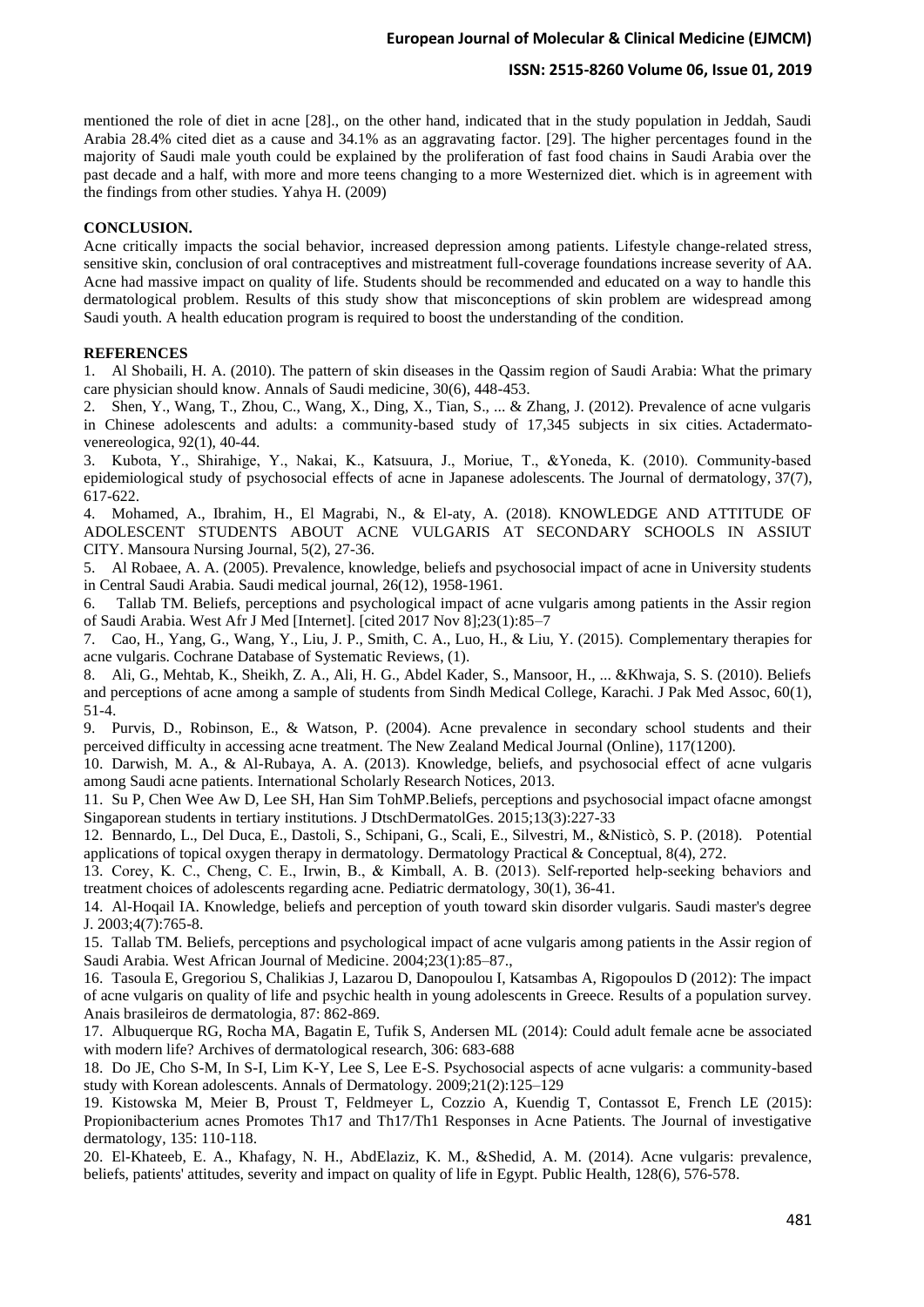mentioned the role of diet in acne [28]., on the other hand, indicated that in the study population in Jeddah, Saudi Arabia 28.4% cited diet as a cause and 34.1% as an aggravating factor. [29]. The higher percentages found in the majority of Saudi male youth could be explained by the proliferation of fast food chains in Saudi Arabia over the past decade and a half, with more and more teens changing to a more Westernized diet. which is in agreement with the findings from other studies. Yahya H. (2009)

**CONCLUSION.**

Acne critically impacts the social behavior, increased depression among patients. Lifestyle change-related stress, sensitive skin, conclusion of oral contraceptives and mistreatment full-coverage foundations increase severity of AA. Acne had massive impact on quality of life. Students should be recommended and educated on a way to handle this dermatological problem. Results of this study show that misconceptions of skin problem are widespread among Saudi youth. A health education program is required to boost the understanding of the condition.

**REFERENCES**

1. Al Shobaili, H. A. (2010). The pattern of skin diseases in the Qassim region of Saudi Arabia: What the primary care physician should know. Annals of Saudi medicine, 30(6), 448-453.
2. Shen, Y., Wang, T., Zhou, C., Wang, X., Ding, X., Tian, S., ... & Zhang, J. (2012). Prevalence of acne vulgaris in Chinese adolescents and adults: a community-based study of 17,345 subjects in six cities. Actadermato-venereologica, 92(1), 40-44.
3. Kubota, Y., Shirahige, Y., Nakai, K., Katsuura, J., Moriue, T., &Yoneda, K. (2010). Community-based epidemiological study of psychosocial effects of acne in Japanese adolescents. The Journal of dermatology, 37(7), 617-622.
4. Mohamed, A., Ibrahim, H., El Magrabi, N., & El-aty, A. (2018). KNOWLEDGE AND ATTITUDE OF ADOLESCENT STUDENTS ABOUT ACNE VULGARIS AT SECONDARY SCHOOLS IN ASSIUT CITY. Mansoura Nursing Journal, 5(2), 27-36.
5. Al Robaee, A. A. (2005). Prevalence, knowledge, beliefs and psychosocial impact of acne in University students in Central Saudi Arabia. Saudi medical journal, 26(12), 1958-1961.
6. Tallab TM. Beliefs, perceptions and psychological impact of acne vulgaris among patients in the Assir region of Saudi Arabia. West Afr J Med [Internet]. [cited 2017 Nov 8];23(1):85–7
7. Cao, H., Yang, G., Wang, Y., Liu, J. P., Smith, C. A., Luo, H., & Liu, Y. (2015). Complementary therapies for acne vulgaris. Cochrane Database of Systematic Reviews, (1).
8. Ali, G., Mehtab, K., Sheikh, Z. A., Ali, H. G., Abdel Kader, S., Mansoor, H., ... &Khwaja, S. S. (2010). Beliefs and perceptions of acne among a sample of students from Sindh Medical College, Karachi. J Pak Med Assoc, 60(1), 51-4.
9. Purvis, D., Robinson, E., & Watson, P. (2004). Acne prevalence in secondary school students and their perceived difficulty in accessing acne treatment. The New Zealand Medical Journal (Online), 117(1200).
10. Darwish, M. A., & Al-Rubaya, A. A. (2013). Knowledge, beliefs, and psychosocial effect of acne vulgaris among Saudi acne patients. International Scholarly Research Notices, 2013.
11. Su P, Chen Wee Aw D, Lee SH, Han Sim TohMP.Beliefs, perceptions and psychosocial impact ofacne amongst Singaporean students in tertiary institutions. J DtschDermatolGes. 2015;13(3):227-33
12. Bennardo, L., Del Duca, E., Dastoli, S., Schipani, G., Scali, E., Silvestri, M., &Nisticò, S. P. (2018). Potential applications of topical oxygen therapy in dermatology. Dermatology Practical & Conceptual, 8(4), 272.
13. Corey, K. C., Cheng, C. E., Irwin, B., & Kimball, A. B. (2013). Self-reported help-seeking behaviors and treatment choices of adolescents regarding acne. Pediatric dermatology, 30(1), 36-41.
14. Al-Hoqail IA. Knowledge, beliefs and perception of youth toward skin disorder vulgaris. Saudi master's degree J. 2003;4(7):765-8.
15. Tallab TM. Beliefs, perceptions and psychological impact of acne vulgaris among patients in the Assir region of Saudi Arabia. West African Journal of Medicine. 2004;23(1):85–87.,
16. Tasoula E, Gregoriou S, Chalikias J, Lazarou D, Danopoulou I, Katsambas A, Rigopoulos D (2012): The impact of acne vulgaris on quality of life and psychic health in young adolescents in Greece. Results of a population survey. Anais brasileiros de dermatologia, 87: 862-869.
17. Albuquerque RG, Rocha MA, Bagatin E, Tufik S, Andersen ML (2014): Could adult female acne be associated with modern life? Archives of dermatological research, 306: 683-688
18. Do JE, Cho S-M, In S-I, Lim K-Y, Lee S, Lee E-S. Psychosocial aspects of acne vulgaris: a community-based study with Korean adolescents. Annals of Dermatology. 2009;21(2):125–129
19. Kistowska M, Meier B, Proust T, Feldmeyer L, Cozzio A, Kuendig T, Contassot E, French LE (2015): Propionibacterium acnes Promotes Th17 and Th17/Th1 Responses in Acne Patients. The Journal of investigative dermatology, 135: 110-118.
20. El-Khateeb, E. A., Khafagy, N. H., AbdElaziz, K. M., &Shedid, A. M. (2014). Acne vulgaris: prevalence, beliefs, patients' attitudes, severity and impact on quality of life in Egypt. Public Health, 128(6), 576-578.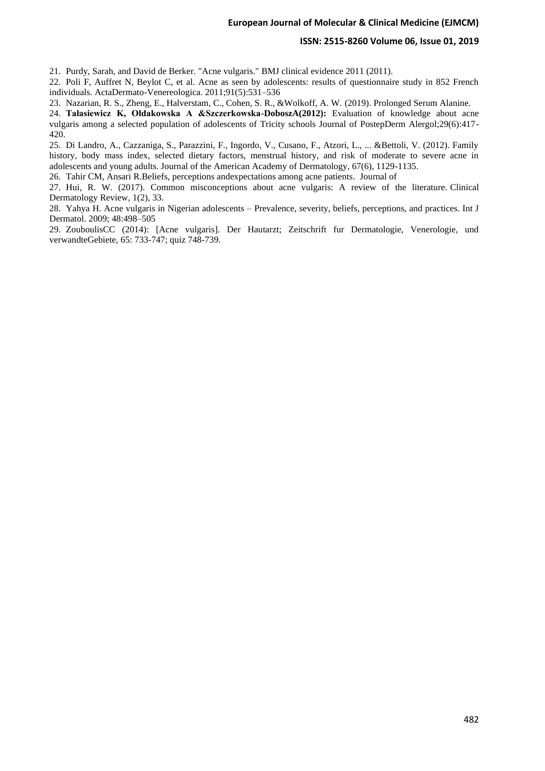21. Purdy, Sarah, and David de Berker. "Acne vulgaris." BMJ clinical evidence 2011 (2011).

22. Poli F, Auffret N, Beylot C, et al. Acne as seen by adolescents: results of questionnaire study in 852 French individuals. ActaDermato-Venereologica. 2011;91(5):531–536

23. Nazarian, R. S., Zheng, E., Halverstam, C., Cohen, S. R., &Wolkoff, A. W. (2019). Prolonged Serum Alanine.

24. **Tałasiewicz K, Ołdakowska A &Szczerkowska-DoboszA(2012):** Evaluation of knowledge about acne vulgaris among a selected population of adolescents of Tricity schools Journal of PostepDerm Alergol;29(6):417-420.

25. Di Landro, A., Cazzaniga, S., Parazzini, F., Ingordo, V., Cusano, F., Atzori, L., ... &Bettoli, V. (2012). Family history, body mass index, selected dietary factors, menstrual history, and risk of moderate to severe acne in adolescents and young adults. Journal of the American Academy of Dermatology, 67(6), 1129-1135.

26. Tahir CM, Ansari R.Beliefs, perceptions andexpectations among acne patients. Journal of

27. Hui, R. W. (2017). Common misconceptions about acne vulgaris: A review of the literature. Clinical Dermatology Review, 1(2), 33.

28. Yahya H. Acne vulgaris in Nigerian adolescents – Prevalence, severity, beliefs, perceptions, and practices. Int J Dermatol. 2009; 48:498–505

29. ZouboulisCC (2014): [Acne vulgaris]. Der Hautarzt; Zeitschrift fur Dermatologie, Venerologie, und verwandteGebiete, 65: 733-747; quiz 748-739.